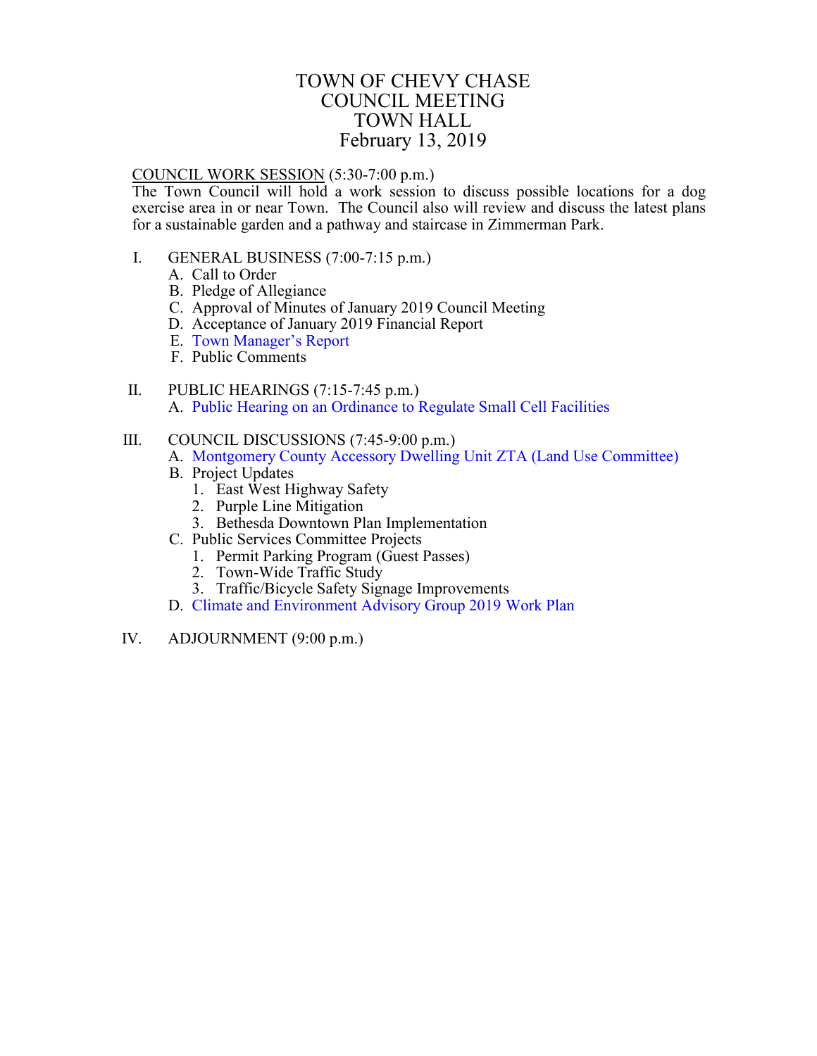# TOWN OF CHEVY CHASE
# COUNCIL MEETING
# TOWN HALL
# February 13, 2019

COUNCIL WORK SESSION (5:30-7:00 p.m.)
The Town Council will hold a work session to discuss possible locations for a dog exercise area in or near Town. The Council also will review and discuss the latest plans for a sustainable garden and a pathway and staircase in Zimmerman Park.

I. GENERAL BUSINESS (7:00-7:15 p.m.)
   - A. Call to Order
   - B. Pledge of Allegiance
   - C. Approval of Minutes of January 2019 Council Meeting
   - D. Acceptance of January 2019 Financial Report
   - E. Town Manager's Report
   - F. Public Comments

II. PUBLIC HEARINGS (7:15-7:45 p.m.)
   - A. Public Hearing on an Ordinance to Regulate Small Cell Facilities

III. COUNCIL DISCUSSIONS (7:45-9:00 p.m.)
   - A. Montgomery County Accessory Dwelling Unit ZTA (Land Use Committee)
   - B. Project Updates
     1. East West Highway Safety
     2. Purple Line Mitigation
     3. Bethesda Downtown Plan Implementation
   - C. Public Services Committee Projects
     1. Permit Parking Program (Guest Passes)
     2. Town-Wide Traffic Study
     3. Traffic/Bicycle Safety Signage Improvements
   - D. Climate and Environment Advisory Group 2019 Work Plan

IV. ADJOURNMENT (9:00 p.m.)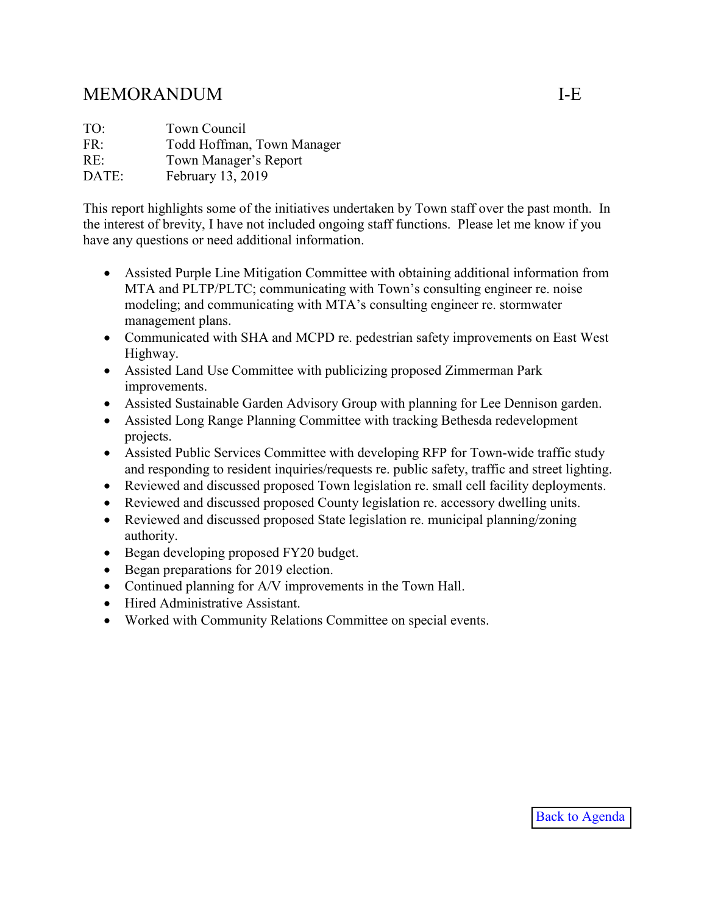# MEMORANDUM I-E

TO: Town Council
FR: Todd Hoffman, Town Manager
RE: Town Manager's Report
DATE: February 13, 2019

This report highlights some of the initiatives undertaken by Town staff over the past month. In the interest of brevity, I have not included ongoing staff functions. Please let me know if you have any questions or need additional information.

- Assisted Purple Line Mitigation Committee with obtaining additional information from MTA and PLTP/PLTC; communicating with Town's consulting engineer re. noise modeling; and communicating with MTA's consulting engineer re. stormwater management plans.
- Communicated with SHA and MCPD re. pedestrian safety improvements on East West Highway.
- Assisted Land Use Committee with publicizing proposed Zimmerman Park improvements.
- Assisted Sustainable Garden Advisory Group with planning for Lee Dennison garden.
- Assisted Long Range Planning Committee with tracking Bethesda redevelopment projects.
- Assisted Public Services Committee with developing RFP for Town-wide traffic study and responding to resident inquiries/requests re. public safety, traffic and street lighting.
- Reviewed and discussed proposed Town legislation re. small cell facility deployments.
- Reviewed and discussed proposed County legislation re. accessory dwelling units.
- Reviewed and discussed proposed State legislation re. municipal planning/zoning authority.
- Began developing proposed FY20 budget.
- Began preparations for 2019 election.
- Continued planning for A/V improvements in the Town Hall.
- Hired Administrative Assistant.
- Worked with Community Relations Committee on special events.

Back to Agenda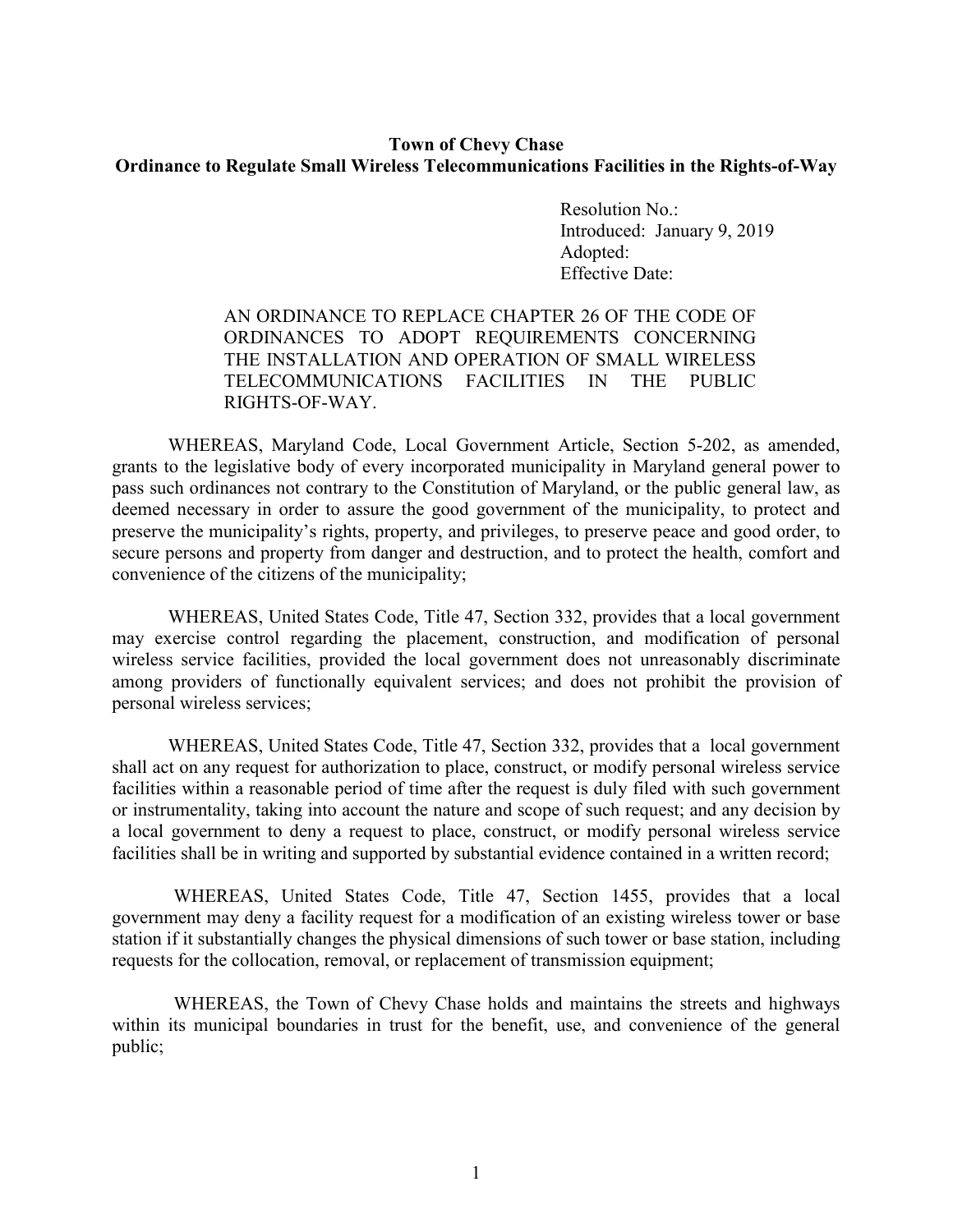**Town of Chevy Chase**
**Ordinance to Regulate Small Wireless Telecommunications Facilities in the Rights-of-Way**

Resolution No.:
Introduced: January 9, 2019
Adopted:
Effective Date:

AN ORDINANCE TO REPLACE CHAPTER 26 OF THE CODE OF ORDINANCES TO ADOPT REQUIREMENTS CONCERNING THE INSTALLATION AND OPERATION OF SMALL WIRELESS TELECOMMUNICATIONS FACILITIES IN THE PUBLIC RIGHTS-OF-WAY.

WHEREAS, Maryland Code, Local Government Article, Section 5-202, as amended, grants to the legislative body of every incorporated municipality in Maryland general power to pass such ordinances not contrary to the Constitution of Maryland, or the public general law, as deemed necessary in order to assure the good government of the municipality, to protect and preserve the municipality's rights, property, and privileges, to preserve peace and good order, to secure persons and property from danger and destruction, and to protect the health, comfort and convenience of the citizens of the municipality;

WHEREAS, United States Code, Title 47, Section 332, provides that a local government may exercise control regarding the placement, construction, and modification of personal wireless service facilities, provided the local government does not unreasonably discriminate among providers of functionally equivalent services; and does not prohibit the provision of personal wireless services;

WHEREAS, United States Code, Title 47, Section 332, provides that a local government shall act on any request for authorization to place, construct, or modify personal wireless service facilities within a reasonable period of time after the request is duly filed with such government or instrumentality, taking into account the nature and scope of such request; and any decision by a local government to deny a request to place, construct, or modify personal wireless service facilities shall be in writing and supported by substantial evidence contained in a written record;

WHEREAS, United States Code, Title 47, Section 1455, provides that a local government may deny a facility request for a modification of an existing wireless tower or base station if it substantially changes the physical dimensions of such tower or base station, including requests for the collocation, removal, or replacement of transmission equipment;

WHEREAS, the Town of Chevy Chase holds and maintains the streets and highways within its municipal boundaries in trust for the benefit, use, and convenience of the general public;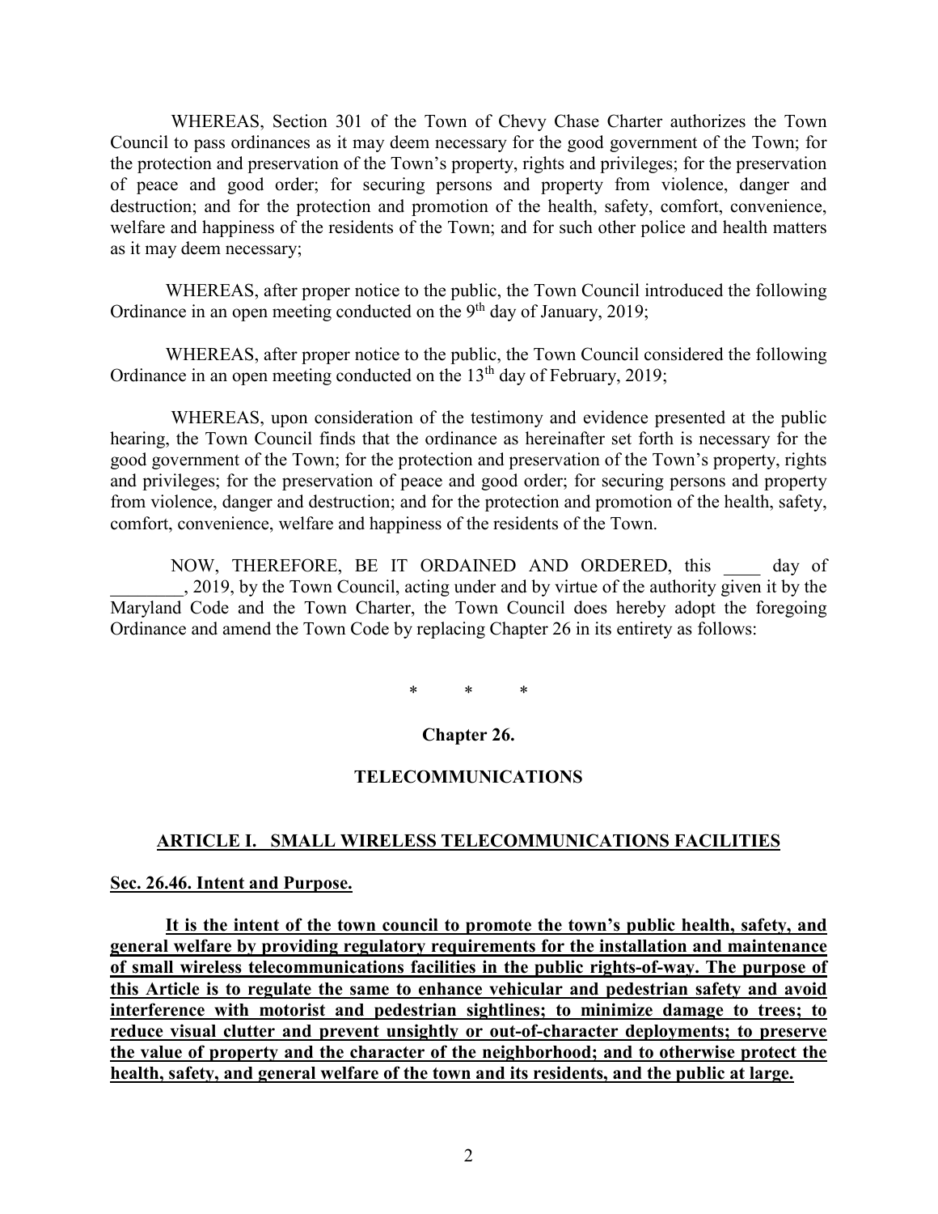WHEREAS, Section 301 of the Town of Chevy Chase Charter authorizes the Town Council to pass ordinances as it may deem necessary for the good government of the Town; for the protection and preservation of the Town's property, rights and privileges; for the preservation of peace and good order; for securing persons and property from violence, danger and destruction; and for the protection and promotion of the health, safety, comfort, convenience, welfare and happiness of the residents of the Town; and for such other police and health matters as it may deem necessary;

WHEREAS, after proper notice to the public, the Town Council introduced the following Ordinance in an open meeting conducted on the 9th day of January, 2019;

WHEREAS, after proper notice to the public, the Town Council considered the following Ordinance in an open meeting conducted on the 13th day of February, 2019;

WHEREAS, upon consideration of the testimony and evidence presented at the public hearing, the Town Council finds that the ordinance as hereinafter set forth is necessary for the good government of the Town; for the protection and preservation of the Town's property, rights and privileges; for the preservation of peace and good order; for securing persons and property from violence, danger and destruction; and for the protection and promotion of the health, safety, comfort, convenience, welfare and happiness of the residents of the Town.

NOW, THEREFORE, BE IT ORDAINED AND ORDERED, this ____ day of ________, 2019, by the Town Council, acting under and by virtue of the authority given it by the Maryland Code and the Town Charter, the Town Council does hereby adopt the foregoing Ordinance and amend the Town Code by replacing Chapter 26 in its entirety as follows:

\* \* \*

**Chapter 26.**

**TELECOMMUNICATIONS**

**ARTICLE I. SMALL WIRELESS TELECOMMUNICATIONS FACILITIES**

**Sec. 26.46. Intent and Purpose.**

**It is the intent of the town council to promote the town's public health, safety, and general welfare by providing regulatory requirements for the installation and maintenance of small wireless telecommunications facilities in the public rights-of-way. The purpose of this Article is to regulate the same to enhance vehicular and pedestrian safety and avoid interference with motorist and pedestrian sightlines; to minimize damage to trees; to reduce visual clutter and prevent unsightly or out-of-character deployments; to preserve the value of property and the character of the neighborhood; and to otherwise protect the health, safety, and general welfare of the town and its residents, and the public at large.**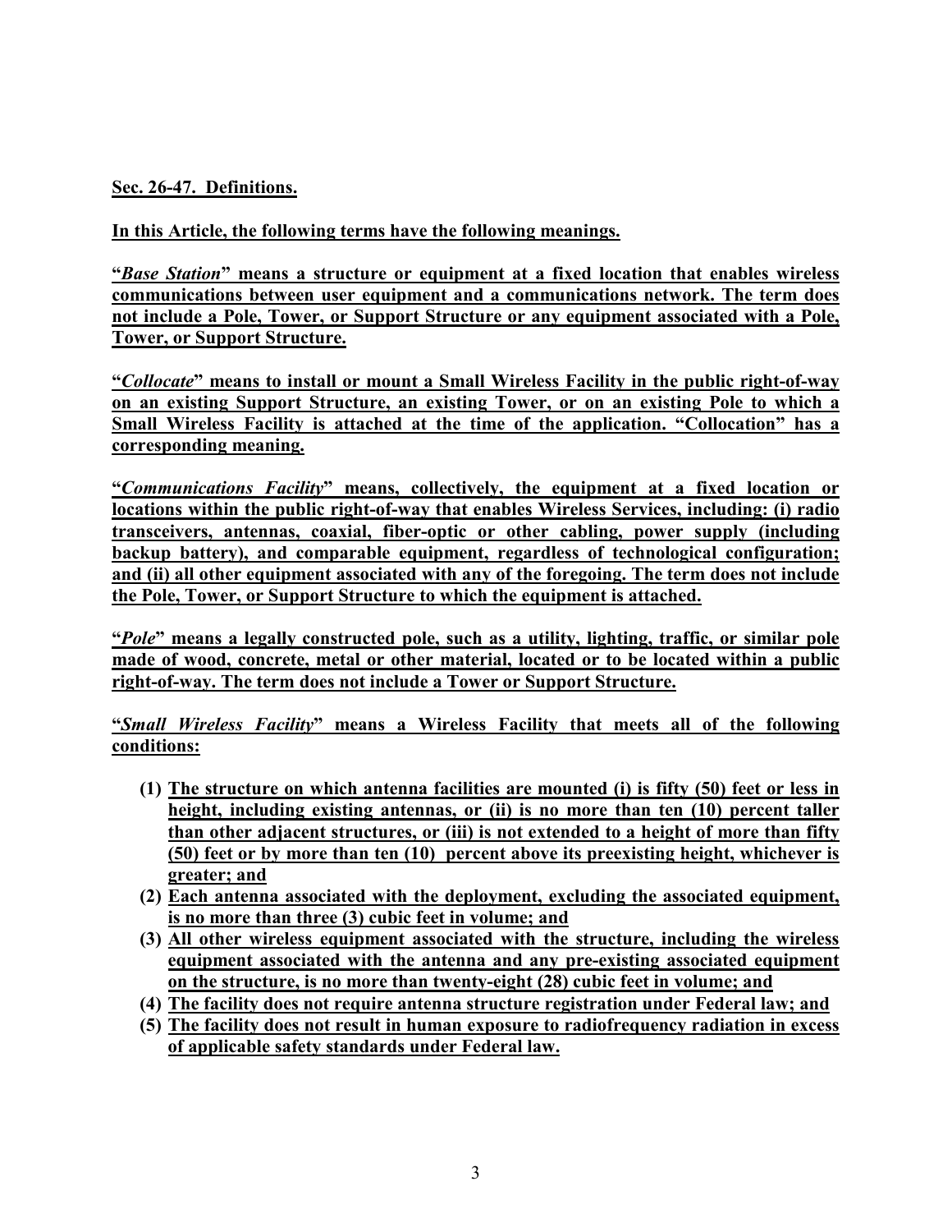**Sec. 26-47. Definitions.**

**In this Article, the following terms have the following meanings.**

**"*Base Station*" means a structure or equipment at a fixed location that enables wireless communications between user equipment and a communications network. The term does not include a Pole, Tower, or Support Structure or any equipment associated with a Pole, Tower, or Support Structure.**

**"*Collocate*" means to install or mount a Small Wireless Facility in the public right-of-way on an existing Support Structure, an existing Tower, or on an existing Pole to which a Small Wireless Facility is attached at the time of the application. "Collocation" has a corresponding meaning.**

**"*Communications Facility*" means, collectively, the equipment at a fixed location or locations within the public right-of-way that enables Wireless Services, including: (i) radio transceivers, antennas, coaxial, fiber-optic or other cabling, power supply (including backup battery), and comparable equipment, regardless of technological configuration; and (ii) all other equipment associated with any of the foregoing. The term does not include the Pole, Tower, or Support Structure to which the equipment is attached.**

**"*Pole*" means a legally constructed pole, such as a utility, lighting, traffic, or similar pole made of wood, concrete, metal or other material, located or to be located within a public right-of-way. The term does not include a Tower or Support Structure.**

**"*Small Wireless Facility*" means a Wireless Facility that meets all of the following conditions:**

1. **The structure on which antenna facilities are mounted (i) is fifty (50) feet or less in height, including existing antennas, or (ii) is no more than ten (10) percent taller than other adjacent structures, or (iii) is not extended to a height of more than fifty (50) feet or by more than ten (10) percent above its preexisting height, whichever is greater; and**
2. **Each antenna associated with the deployment, excluding the associated equipment, is no more than three (3) cubic feet in volume; and**
3. **All other wireless equipment associated with the structure, including the wireless equipment associated with the antenna and any pre-existing associated equipment on the structure, is no more than twenty-eight (28) cubic feet in volume; and**
4. **The facility does not require antenna structure registration under Federal law; and**
5. **The facility does not result in human exposure to radiofrequency radiation in excess of applicable safety standards under Federal law.**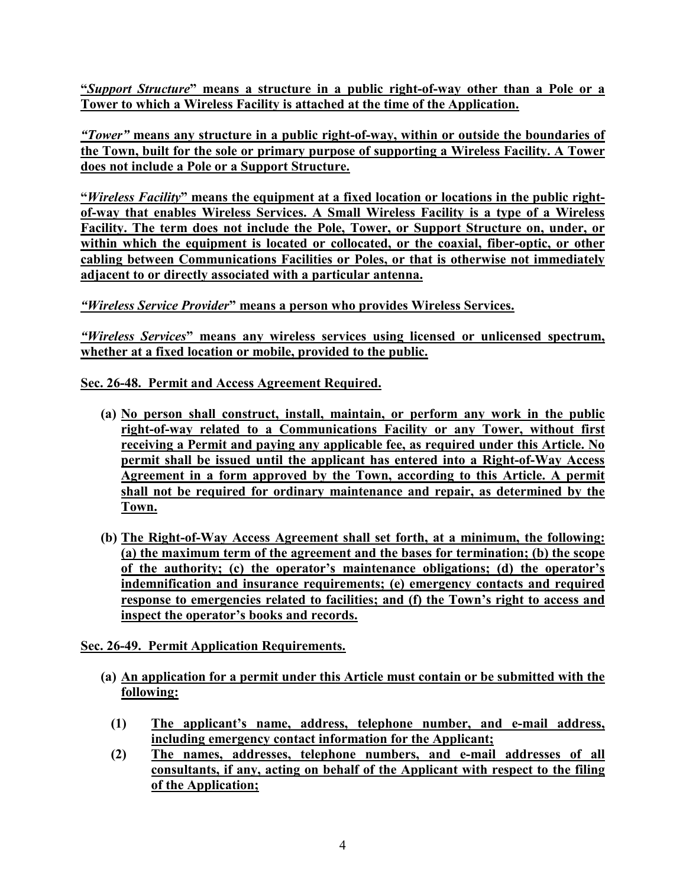**"*Support Structure*" means a structure in a public right-of-way other than a Pole or a Tower to which a Wireless Facility is attached at the time of the Application.**

***"Tower"*** **means any structure in a public right-of-way, within or outside the boundaries of the Town, built for the sole or primary purpose of supporting a Wireless Facility. A Tower does not include a Pole or a Support Structure.**

**"*Wireless Facility*" means the equipment at a fixed location or locations in the public right-of-way that enables Wireless Services. A Small Wireless Facility is a type of a Wireless Facility. The term does not include the Pole, Tower, or Support Structure on, under, or within which the equipment is located or collocated, or the coaxial, fiber-optic, or other cabling between Communications Facilities or Poles, or that is otherwise not immediately adjacent to or directly associated with a particular antenna.**

***"Wireless Service Provider*" means a person who provides Wireless Services.**

***"Wireless Services*" means any wireless services using licensed or unlicensed spectrum, whether at a fixed location or mobile, provided to the public.**

**Sec. 26-48. Permit and Access Agreement Required.**

- **(a) No person shall construct, install, maintain, or perform any work in the public right-of-way related to a Communications Facility or any Tower, without first receiving a Permit and paying any applicable fee, as required under this Article. No permit shall be issued until the applicant has entered into a Right-of-Way Access Agreement in a form approved by the Town, according to this Article. A permit shall not be required for ordinary maintenance and repair, as determined by the Town.**

- **(b) The Right-of-Way Access Agreement shall set forth, at a minimum, the following: (a) the maximum term of the agreement and the bases for termination; (b) the scope of the authority; (c) the operator's maintenance obligations; (d) the operator's indemnification and insurance requirements; (e) emergency contacts and required response to emergencies related to facilities; and (f) the Town's right to access and inspect the operator's books and records.**

**Sec. 26-49. Permit Application Requirements.**

- **(a) An application for a permit under this Article must contain or be submitted with the following:**
  - **(1) The applicant's name, address, telephone number, and e-mail address, including emergency contact information for the Applicant;**
  - **(2) The names, addresses, telephone numbers, and e-mail addresses of all consultants, if any, acting on behalf of the Applicant with respect to the filing of the Application;**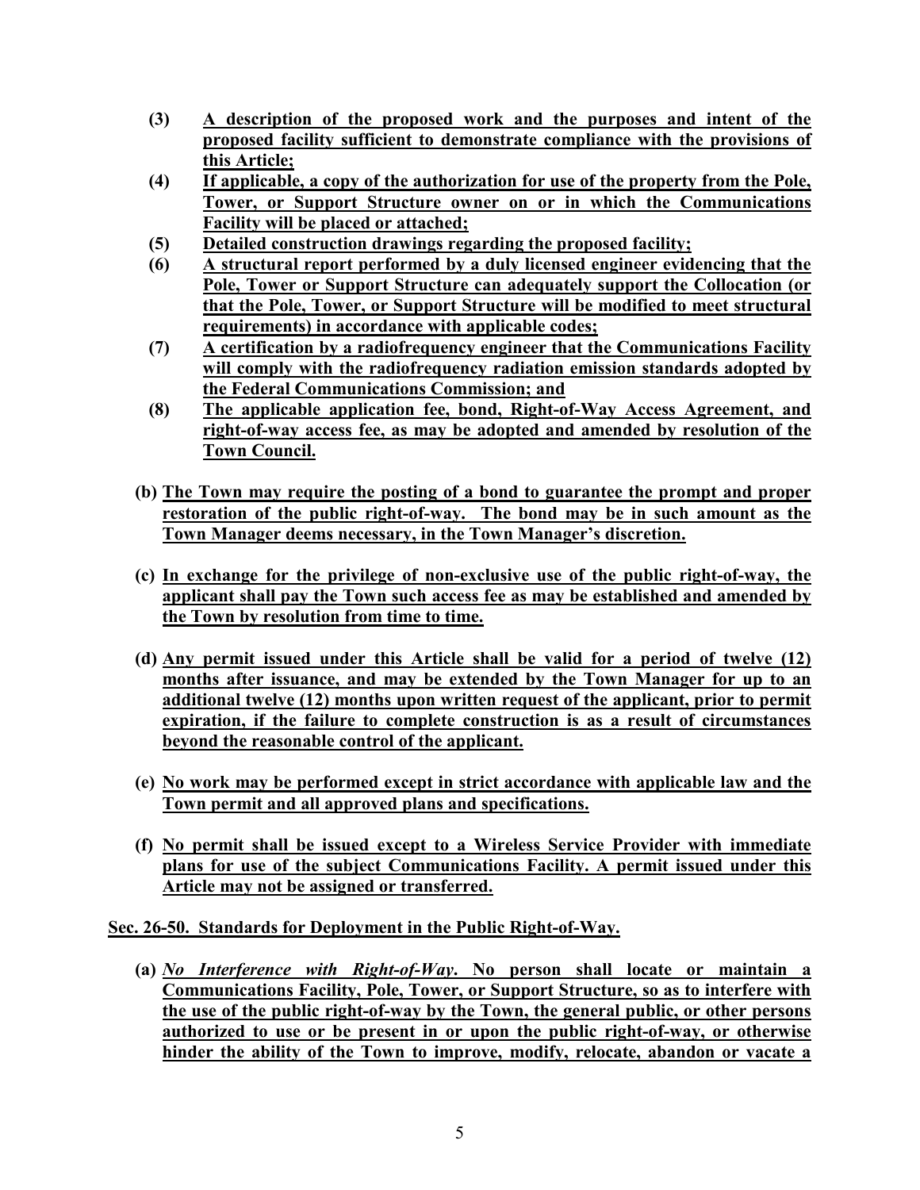(3) **A description of the proposed work and the purposes and intent of the proposed facility sufficient to demonstrate compliance with the provisions of this Article;**

(4) **If applicable, a copy of the authorization for use of the property from the Pole, Tower, or Support Structure owner on or in which the Communications Facility will be placed or attached;**

(5) **Detailed construction drawings regarding the proposed facility;**

(6) **A structural report performed by a duly licensed engineer evidencing that the Pole, Tower or Support Structure can adequately support the Collocation (or that the Pole, Tower, or Support Structure will be modified to meet structural requirements) in accordance with applicable codes;**

(7) **A certification by a radiofrequency engineer that the Communications Facility will comply with the radiofrequency radiation emission standards adopted by the Federal Communications Commission; and**

(8) **The applicable application fee, bond, Right-of-Way Access Agreement, and right-of-way access fee, as may be adopted and amended by resolution of the Town Council.**

**(b) The Town may require the posting of a bond to guarantee the prompt and proper restoration of the public right-of-way. The bond may be in such amount as the Town Manager deems necessary, in the Town Manager's discretion.**

**(c) In exchange for the privilege of non-exclusive use of the public right-of-way, the applicant shall pay the Town such access fee as may be established and amended by the Town by resolution from time to time.**

**(d) Any permit issued under this Article shall be valid for a period of twelve (12) months after issuance, and may be extended by the Town Manager for up to an additional twelve (12) months upon written request of the applicant, prior to permit expiration, if the failure to complete construction is as a result of circumstances beyond the reasonable control of the applicant.**

**(e) No work may be performed except in strict accordance with applicable law and the Town permit and all approved plans and specifications.**

**(f) No permit shall be issued except to a Wireless Service Provider with immediate plans for use of the subject Communications Facility. A permit issued under this Article may not be assigned or transferred.**

**Sec. 26-50. Standards for Deployment in the Public Right-of-Way.**

**(a) *No Interference with Right-of-Way*. No person shall locate or maintain a Communications Facility, Pole, Tower, or Support Structure, so as to interfere with the use of the public right-of-way by the Town, the general public, or other persons authorized to use or be present in or upon the public right-of-way, or otherwise hinder the ability of the Town to improve, modify, relocate, abandon or vacate a**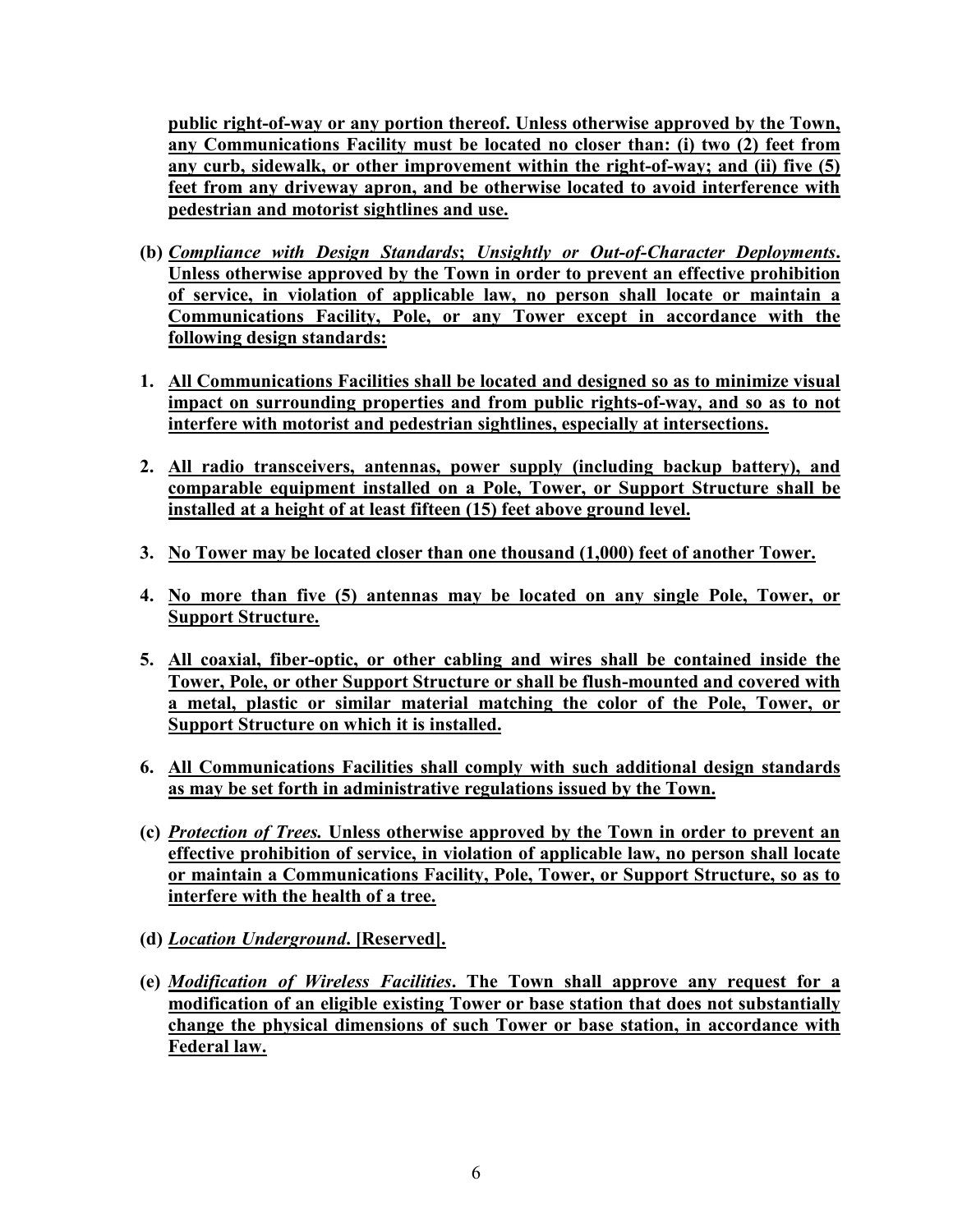**public right-of-way or any portion thereof. Unless otherwise approved by the Town, any Communications Facility must be located no closer than: (i) two (2) feet from any curb, sidewalk, or other improvement within the right-of-way; and (ii) five (5) feet from any driveway apron, and be otherwise located to avoid interference with pedestrian and motorist sightlines and use.**

**(b)** ***Compliance with Design Standards*****;** ***Unsightly or Out-of-Character Deployments*****. Unless otherwise approved by the Town in order to prevent an effective prohibition of service, in violation of applicable law, no person shall locate or maintain a Communications Facility, Pole, or any Tower except in accordance with the following design standards:**

1. **All Communications Facilities shall be located and designed so as to minimize visual impact on surrounding properties and from public rights-of-way, and so as to not interfere with motorist and pedestrian sightlines, especially at intersections.**

2. **All radio transceivers, antennas, power supply (including backup battery), and comparable equipment installed on a Pole, Tower, or Support Structure shall be installed at a height of at least fifteen (15) feet above ground level.**

3. **No Tower may be located closer than one thousand (1,000) feet of another Tower.**

4. **No more than five (5) antennas may be located on any single Pole, Tower, or Support Structure.**

5. **All coaxial, fiber-optic, or other cabling and wires shall be contained inside the Tower, Pole, or other Support Structure or shall be flush-mounted and covered with a metal, plastic or similar material matching the color of the Pole, Tower, or Support Structure on which it is installed.**

6. **All Communications Facilities shall comply with such additional design standards as may be set forth in administrative regulations issued by the Town.**

**(c)** ***Protection of Trees.*** **Unless otherwise approved by the Town in order to prevent an effective prohibition of service, in violation of applicable law, no person shall locate or maintain a Communications Facility, Pole, Tower, or Support Structure, so as to interfere with the health of a tree.**

**(d)** ***Location Underground*****. [Reserved].**

**(e)** ***Modification of Wireless Facilities*****. The Town shall approve any request for a modification of an eligible existing Tower or base station that does not substantially change the physical dimensions of such Tower or base station, in accordance with Federal law.**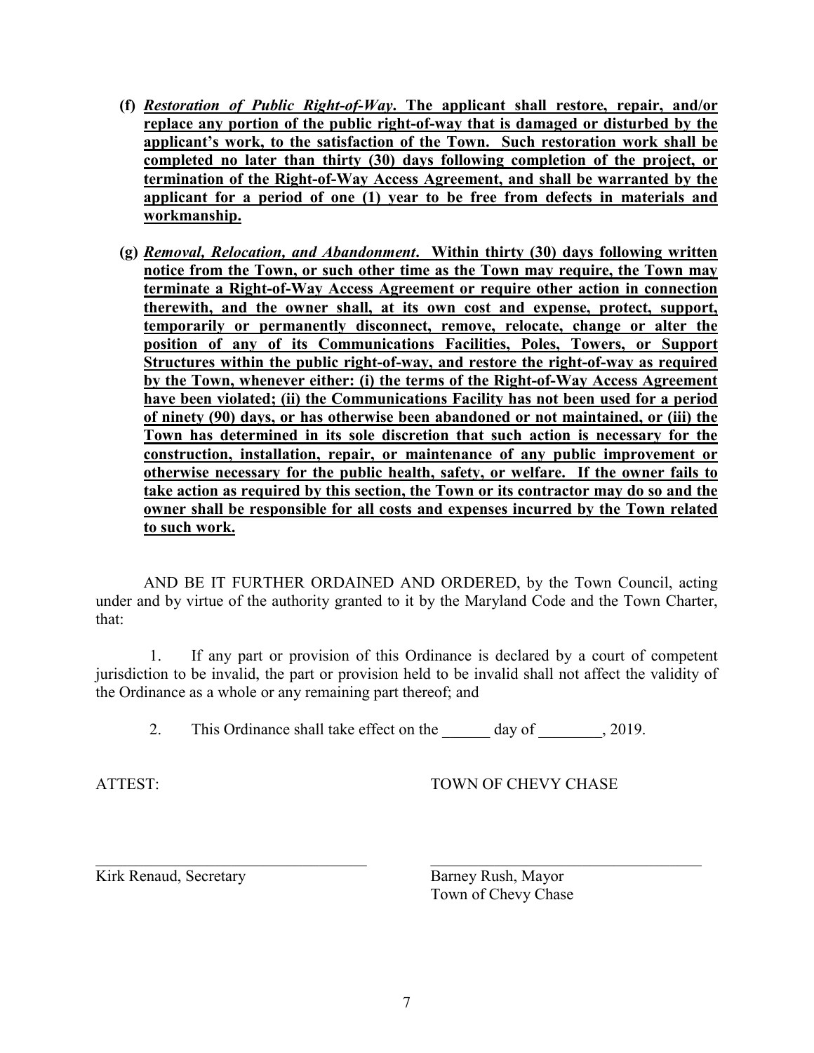**(f)** ***Restoration of Public Right-of-Way*. The applicant shall restore, repair, and/or replace any portion of the public right-of-way that is damaged or disturbed by the applicant's work, to the satisfaction of the Town. Such restoration work shall be completed no later than thirty (30) days following completion of the project, or termination of the Right-of-Way Access Agreement, and shall be warranted by the applicant for a period of one (1) year to be free from defects in materials and workmanship.**

**(g)** ***Removal, Relocation, and Abandonment*. Within thirty (30) days following written notice from the Town, or such other time as the Town may require, the Town may terminate a Right-of-Way Access Agreement or require other action in connection therewith, and the owner shall, at its own cost and expense, protect, support, temporarily or permanently disconnect, remove, relocate, change or alter the position of any of its Communications Facilities, Poles, Towers, or Support Structures within the public right-of-way, and restore the right-of-way as required by the Town, whenever either: (i) the terms of the Right-of-Way Access Agreement have been violated; (ii) the Communications Facility has not been used for a period of ninety (90) days, or has otherwise been abandoned or not maintained, or (iii) the Town has determined in its sole discretion that such action is necessary for the construction, installation, repair, or maintenance of any public improvement or otherwise necessary for the public health, safety, or welfare. If the owner fails to take action as required by this section, the Town or its contractor may do so and the owner shall be responsible for all costs and expenses incurred by the Town related to such work.**

AND BE IT FURTHER ORDAINED AND ORDERED, by the Town Council, acting under and by virtue of the authority granted to it by the Maryland Code and the Town Charter, that:

1. If any part or provision of this Ordinance is declared by a court of competent jurisdiction to be invalid, the part or provision held to be invalid shall not affect the validity of the Ordinance as a whole or any remaining part thereof; and

2. This Ordinance shall take effect on the ______ day of ________, 2019.

ATTEST: TOWN OF CHEVY CHASE

___________________________________ ___________________________________

Kirk Renaud, Secretary

Barney Rush, Mayor
Town of Chevy Chase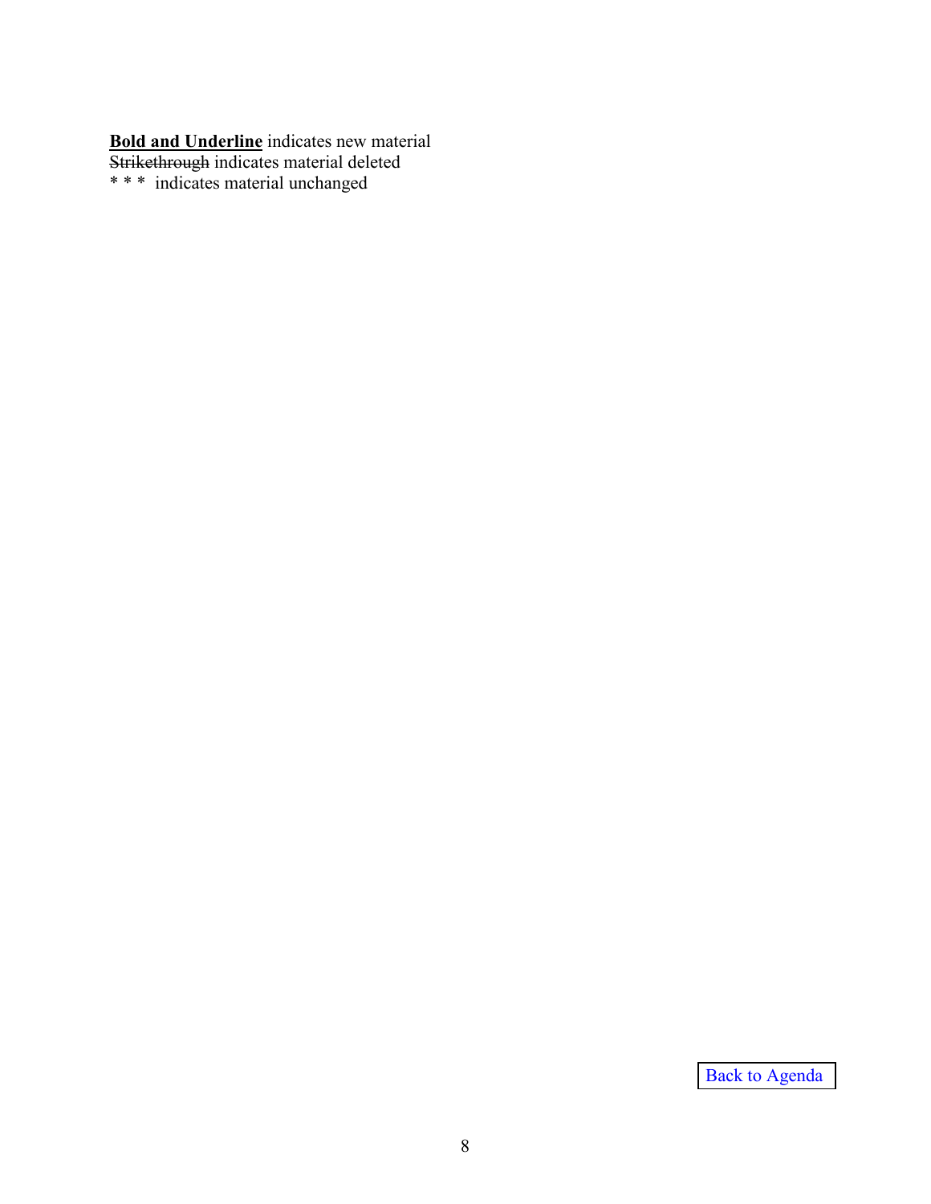<u>**Bold and Underline**</u> indicates new material
~~Strikethrough~~ indicates material deleted
* * *  indicates material unchanged

Back to Agenda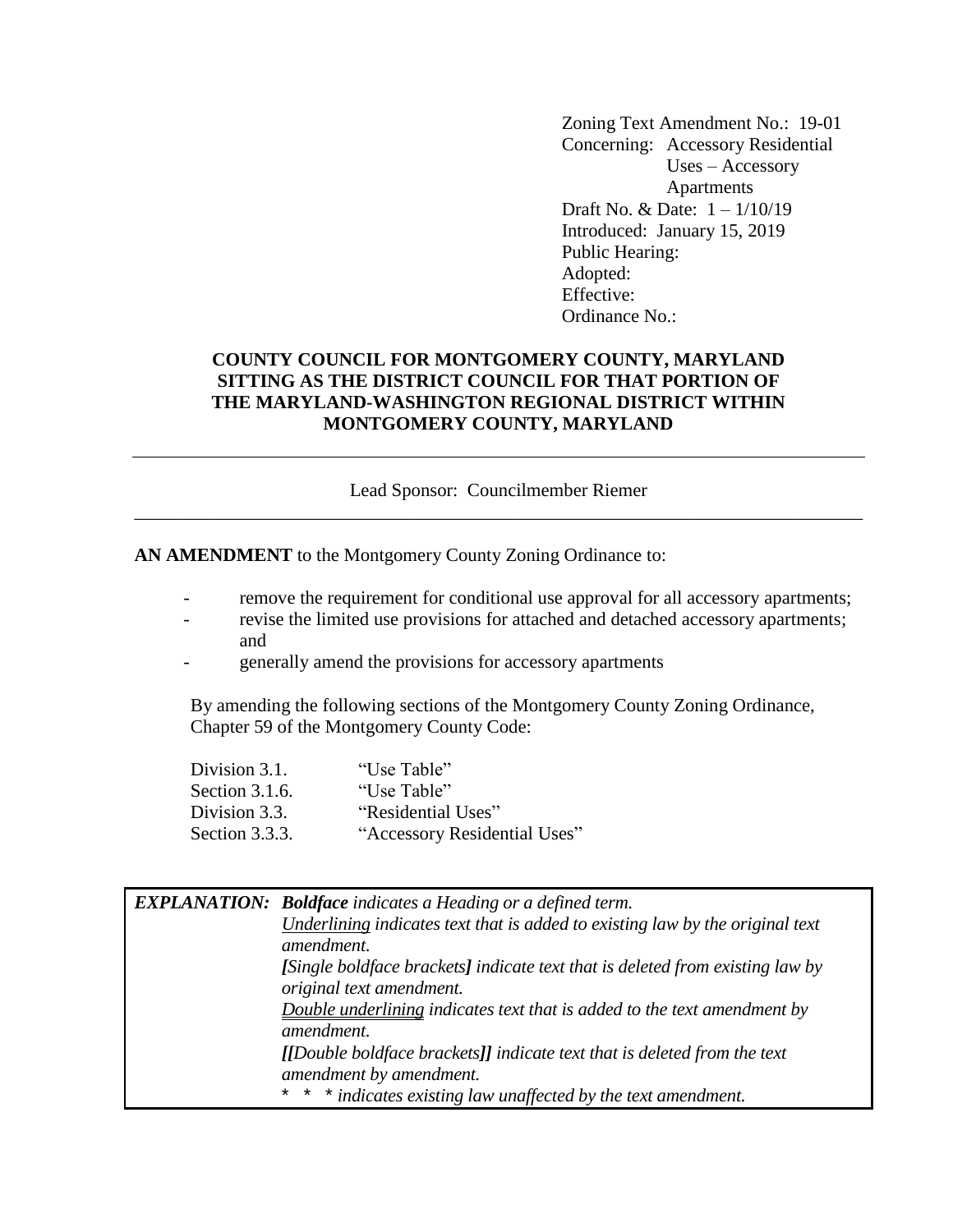Zoning Text Amendment No.: 19-01
Concerning: Accessory Residential Uses – Accessory Apartments
Draft No. & Date: 1 – 1/10/19
Introduced: January 15, 2019
Public Hearing:
Adopted:
Effective:
Ordinance No.:

**COUNTY COUNCIL FOR MONTGOMERY COUNTY, MARYLAND SITTING AS THE DISTRICT COUNCIL FOR THAT PORTION OF THE MARYLAND-WASHINGTON REGIONAL DISTRICT WITHIN MONTGOMERY COUNTY, MARYLAND**

---

Lead Sponsor: Councilmember Riemer

---

**AN AMENDMENT** to the Montgomery County Zoning Ordinance to:

- remove the requirement for conditional use approval for all accessory apartments;
- revise the limited use provisions for attached and detached accessory apartments; and
- generally amend the provisions for accessory apartments

By amending the following sections of the Montgomery County Zoning Ordinance, Chapter 59 of the Montgomery County Code:

| | |
|---|---|
| Division 3.1. | "Use Table" |
| Section 3.1.6. | "Use Table" |
| Division 3.3. | "Residential Uses" |
| Section 3.3.3. | "Accessory Residential Uses" |

| | |
|---|---|
| ***EXPLANATION:*** | ***Boldface** indicates a Heading or a defined term.* <br> *<u>Underlining</u> indicates text that is added to existing law by the original text amendment.* <br> ***[**Single boldface brackets**]** indicate text that is deleted from existing law by original text amendment.* <br> *<u>Double underlining</u> indicates text that is added to the text amendment by amendment.* <br> ***[[**Double boldface brackets**]]** indicate text that is deleted from the text amendment by amendment.* <br> * * * *indicates existing law unaffected by the text amendment.* |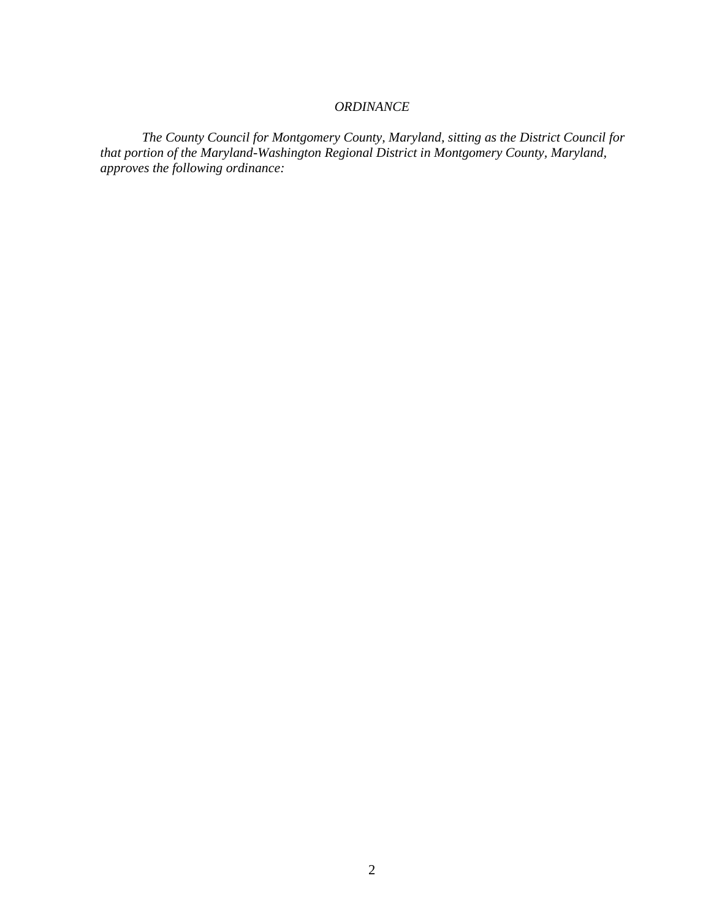*ORDINANCE*

*The County Council for Montgomery County, Maryland, sitting as the District Council for that portion of the Maryland-Washington Regional District in Montgomery County, Maryland, approves the following ordinance:*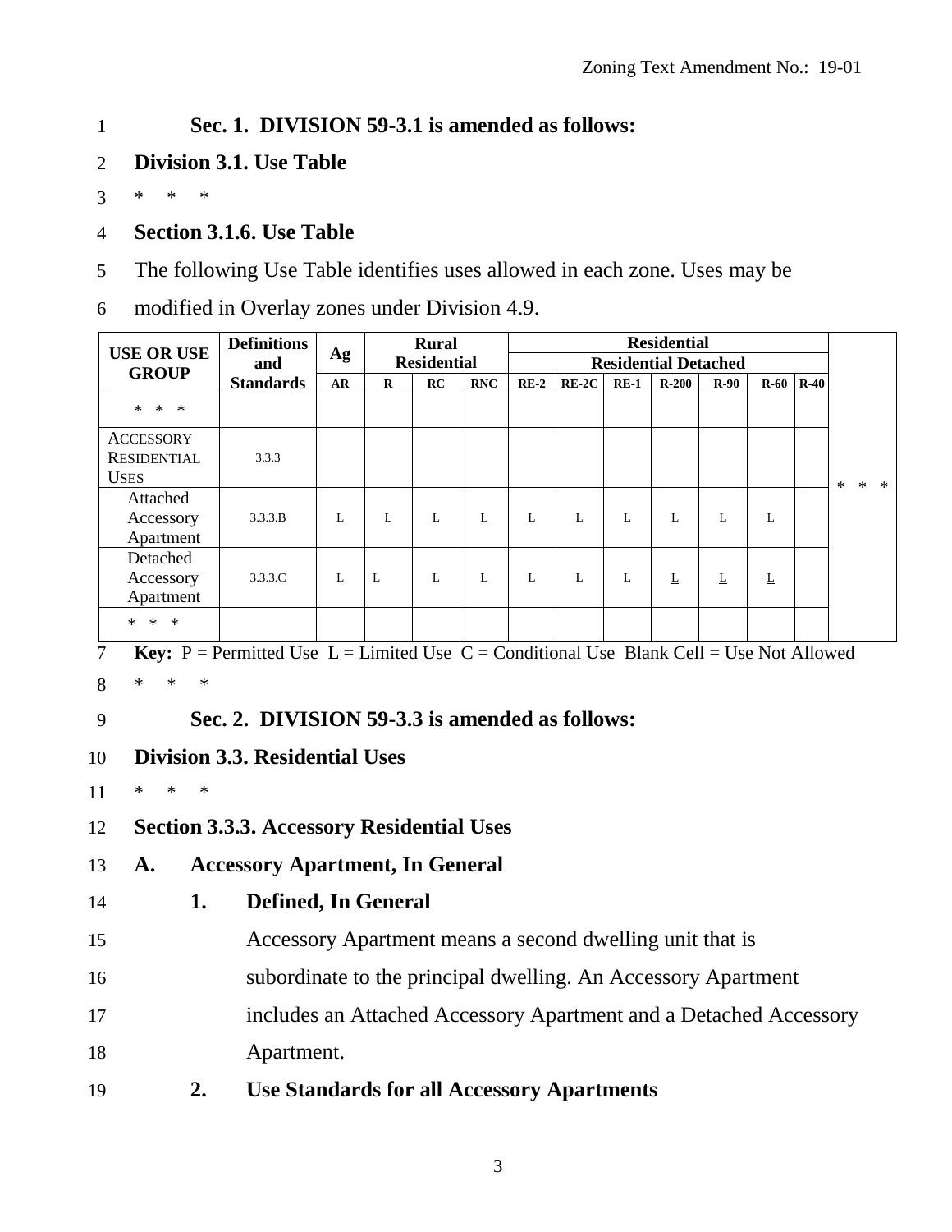Sec. 1. DIVISION 59-3.1 is amended as follows:

## Division 3.1. Use Table

\* \* \*

## Section 3.1.6. Use Table

The following Use Table identifies uses allowed in each zone. Uses may be modified in Overlay zones under Division 4.9.

| USE OR USE GROUP | Definitions and Standards | Ag | Rural Residential | | | Residential | | | | | | | * * * |
|---|---|---|---|---|---|---|---|---|---|---|---|---|---|
| | | | | | | Residential Detached | | | | | | | |
| | | AR | R | RC | RNC | RE-2 | RE-2C | RE-1 | R-200 | R-90 | R-60 | R-40 | |
| * * * | | | | | | | | | | | | | |
| ACCESSORY RESIDENTIAL USES | 3.3.3 | | | | | | | | | | | | |
| Attached Accessory Apartment | 3.3.3.B | L | L | L | L | L | L | L | L | L | L | | |
| Detached Accessory Apartment | 3.3.3.C | L | L | L | L | L | L | L | <u>L</u> | <u>L</u> | <u>L</u> | | |
| * * * | | | | | | | | | | | | | |

**Key:** P = Permitted Use L = Limited Use C = Conditional Use Blank Cell = Use Not Allowed

\* \* \*

Sec. 2. DIVISION 59-3.3 is amended as follows:

## Division 3.3. Residential Uses

\* \* \*

## Section 3.3.3. Accessory Residential Uses

### A. Accessory Apartment, In General

#### 1. Defined, In General

Accessory Apartment means a second dwelling unit that is subordinate to the principal dwelling. An Accessory Apartment includes an Attached Accessory Apartment and a Detached Accessory Apartment.

#### 2. Use Standards for all Accessory Apartments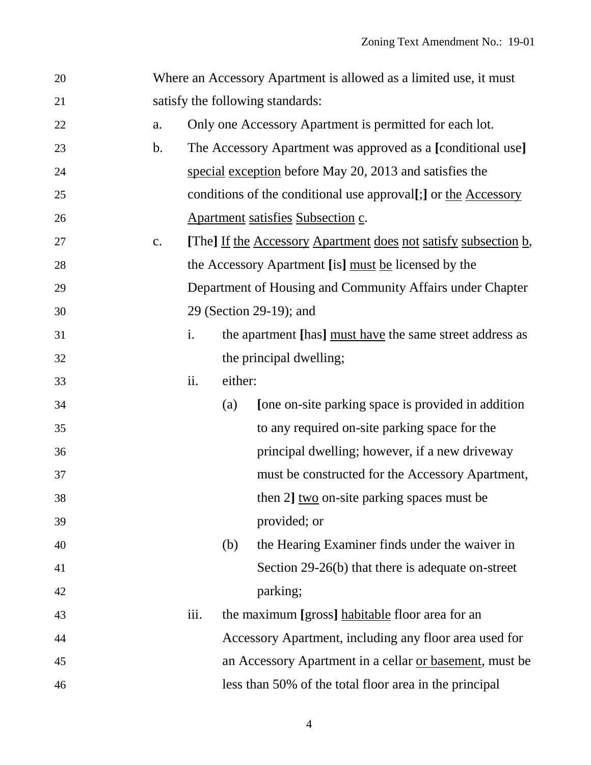Where an Accessory Apartment is allowed as a limited use, it must satisfy the following standards:

a. Only one Accessory Apartment is permitted for each lot.

b. The Accessory Apartment was approved as a **[**conditional use**]** <u>special</u> <u>exception</u> before May 20, 2013 and satisfies the conditions of the conditional use approval**[**;**]** or <u>the</u> <u>Accessory</u> <u>Apartment</u> <u>satisfies</u> <u>Subsection</u> <u>c</u>.

c. **[**The**]** <u>If</u> <u>the</u> <u>Accessory</u> <u>Apartment</u> <u>does</u> <u>not</u> <u>satisfy</u> <u>subsection</u> <u>b</u>, the Accessory Apartment **[**is**]** <u>must</u> <u>be</u> licensed by the Department of Housing and Community Affairs under Chapter 29 (Section 29-19); and

   i. the apartment **[**has**]** <u>must have</u> the same street address as the principal dwelling;

   ii. either:

      (a) **[**one on-site parking space is provided in addition to any required on-site parking space for the principal dwelling; however, if a new driveway must be constructed for the Accessory Apartment, then 2**]** <u>two</u> on-site parking spaces must be provided; or

      (b) the Hearing Examiner finds under the waiver in Section 29-26(b) that there is adequate on-street parking;

   iii. the maximum **[**gross**]** <u>habitable</u> floor area for an Accessory Apartment, including any floor area used for an Accessory Apartment in a cellar <u>or basement</u>, must be less than 50% of the total floor area in the principal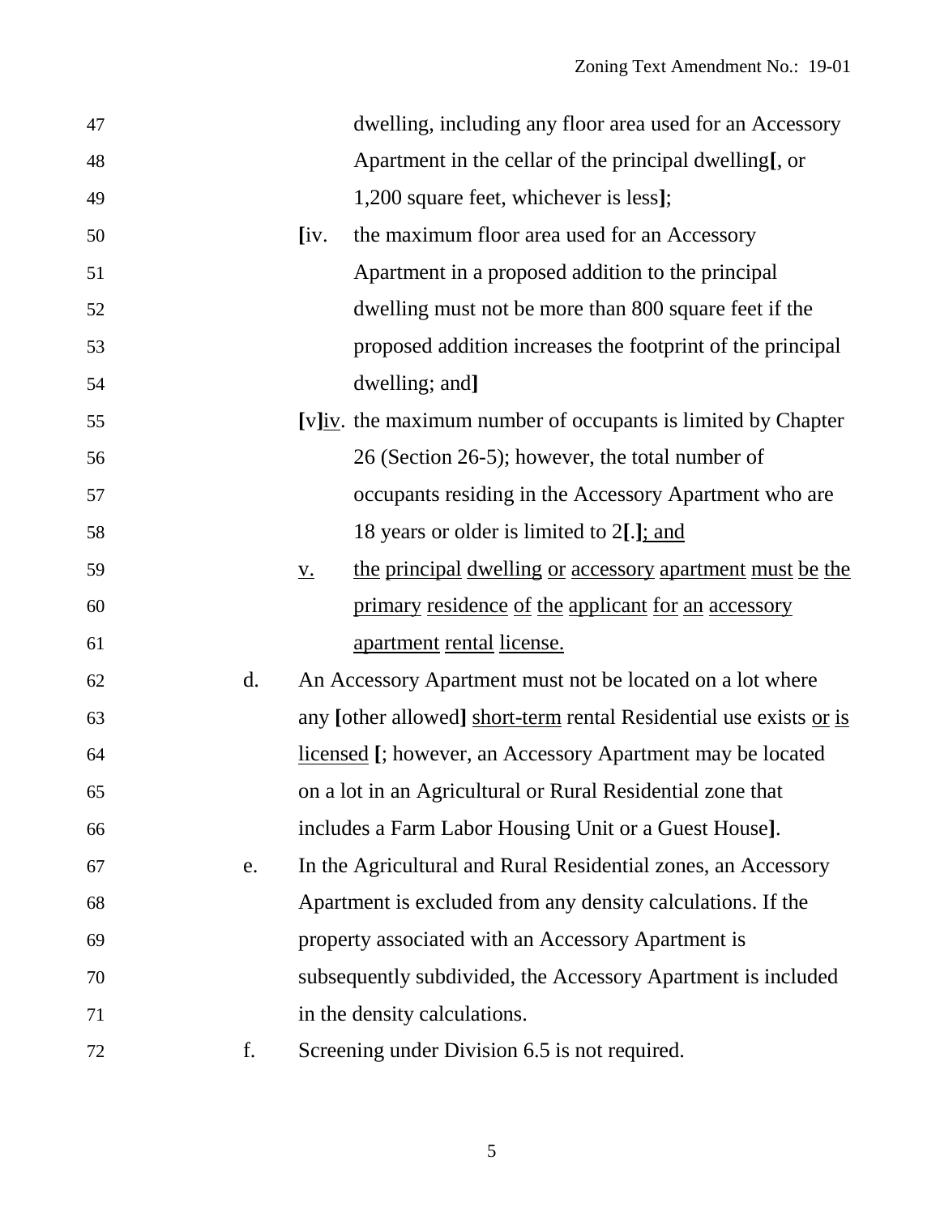dwelling, including any floor area used for an Accessory Apartment in the cellar of the principal dwelling**[**, or 1,200 square feet, whichever is less**]**;

**[**iv. the maximum floor area used for an Accessory Apartment in a proposed addition to the principal dwelling must not be more than 800 square feet if the proposed addition increases the footprint of the principal dwelling; and**]**

**[**v**]**<u>iv</u>. the maximum number of occupants is limited by Chapter 26 (Section 26-5); however, the total number of occupants residing in the Accessory Apartment who are 18 years or older is limited to 2**[**.**]**<u>; and</u>

<u>v.</u> <u>the principal dwelling or accessory apartment must be the primary residence of the applicant for an accessory apartment rental license.</u>

d. An Accessory Apartment must not be located on a lot where any **[**other allowed**]** <u>short-term</u> rental Residential use exists <u>or is licensed</u> **[**; however, an Accessory Apartment may be located on a lot in an Agricultural or Rural Residential zone that includes a Farm Labor Housing Unit or a Guest House**]**.

e. In the Agricultural and Rural Residential zones, an Accessory Apartment is excluded from any density calculations. If the property associated with an Accessory Apartment is subsequently subdivided, the Accessory Apartment is included in the density calculations.

f. Screening under Division 6.5 is not required.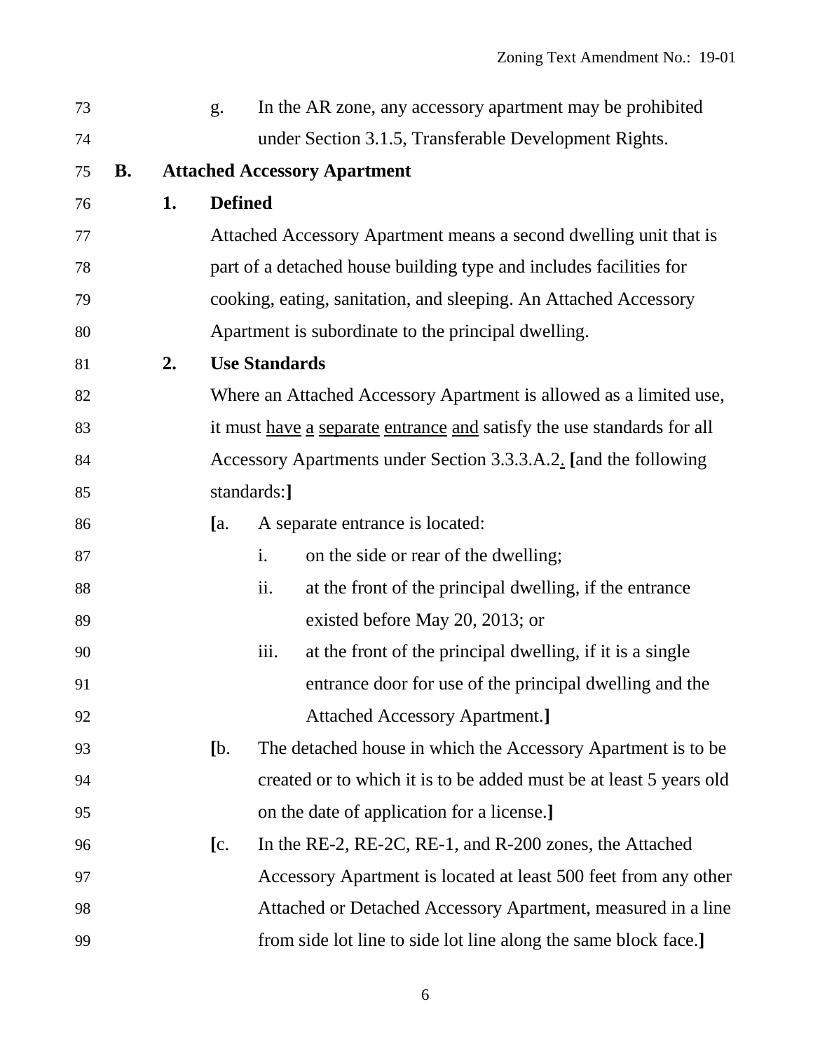g. In the AR zone, any accessory apartment may be prohibited under Section 3.1.5, Transferable Development Rights.

**B. Attached Accessory Apartment**

**1. Defined**

Attached Accessory Apartment means a second dwelling unit that is part of a detached house building type and includes facilities for cooking, eating, sanitation, and sleeping. An Attached Accessory Apartment is subordinate to the principal dwelling.

**2. Use Standards**

Where an Attached Accessory Apartment is allowed as a limited use, it must <u>have</u> <u>a</u> <u>separate</u> <u>entrance</u> <u>and</u> satisfy the use standards for all Accessory Apartments under Section 3.3.3.A.2<u>.</u> **[**and the following standards:**]**

**[**a. A separate entrance is located:

i. on the side or rear of the dwelling;

ii. at the front of the principal dwelling, if the entrance existed before May 20, 2013; or

iii. at the front of the principal dwelling, if it is a single entrance door for use of the principal dwelling and the Attached Accessory Apartment.**]**

**[**b. The detached house in which the Accessory Apartment is to be created or to which it is to be added must be at least 5 years old on the date of application for a license.**]**

**[**c. In the RE-2, RE-2C, RE-1, and R-200 zones, the Attached Accessory Apartment is located at least 500 feet from any other Attached or Detached Accessory Apartment, measured in a line from side lot line to side lot line along the same block face.**]**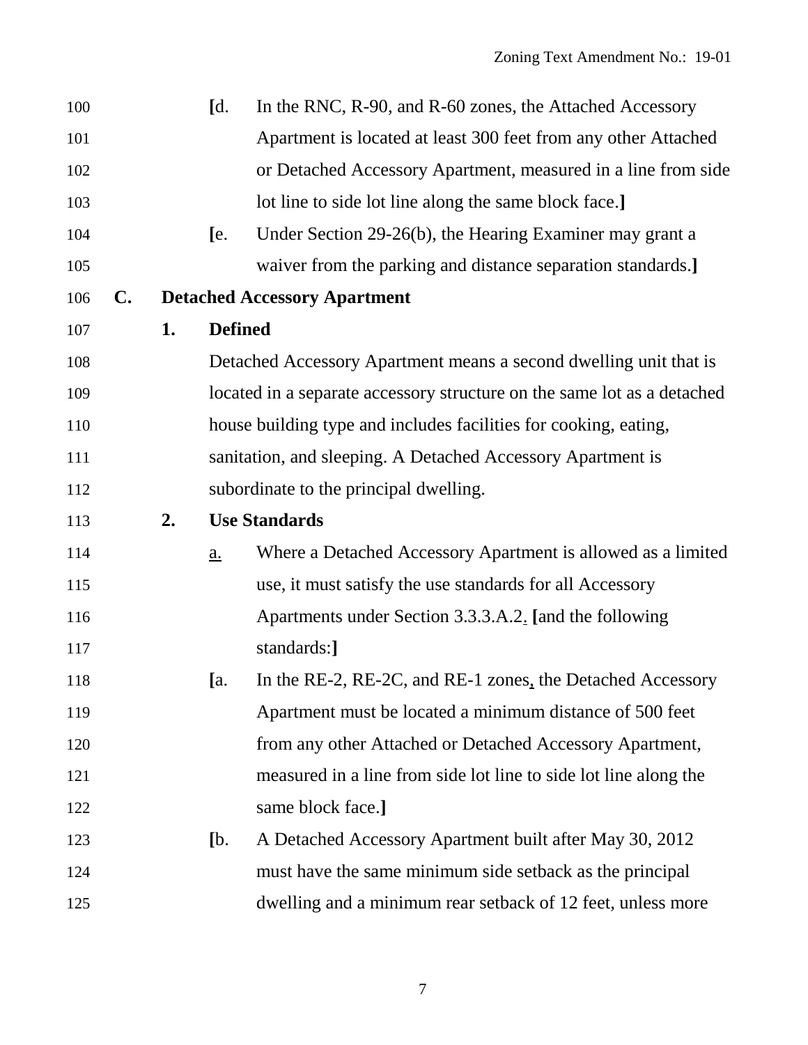**[**d. In the RNC, R-90, and R-60 zones, the Attached Accessory Apartment is located at least 300 feet from any other Attached or Detached Accessory Apartment, measured in a line from side lot line to side lot line along the same block face.**]**

**[**e. Under Section 29-26(b), the Hearing Examiner may grant a waiver from the parking and distance separation standards.**]**

**C. Detached Accessory Apartment**

**1. Defined**

Detached Accessory Apartment means a second dwelling unit that is located in a separate accessory structure on the same lot as a detached house building type and includes facilities for cooking, eating, sanitation, and sleeping. A Detached Accessory Apartment is subordinate to the principal dwelling.

**2. Use Standards**

<u>a.</u> Where a Detached Accessory Apartment is allowed as a limited use, it must satisfy the use standards for all Accessory Apartments under Section 3.3.3.A.2<u>.</u> **[**and the following standards:**]**

**[**a. In the RE-2, RE-2C, and RE-1 zones<u>,</u> the Detached Accessory Apartment must be located a minimum distance of 500 feet from any other Attached or Detached Accessory Apartment, measured in a line from side lot line to side lot line along the same block face.**]**

**[**b. A Detached Accessory Apartment built after May 30, 2012 must have the same minimum side setback as the principal dwelling and a minimum rear setback of 12 feet, unless more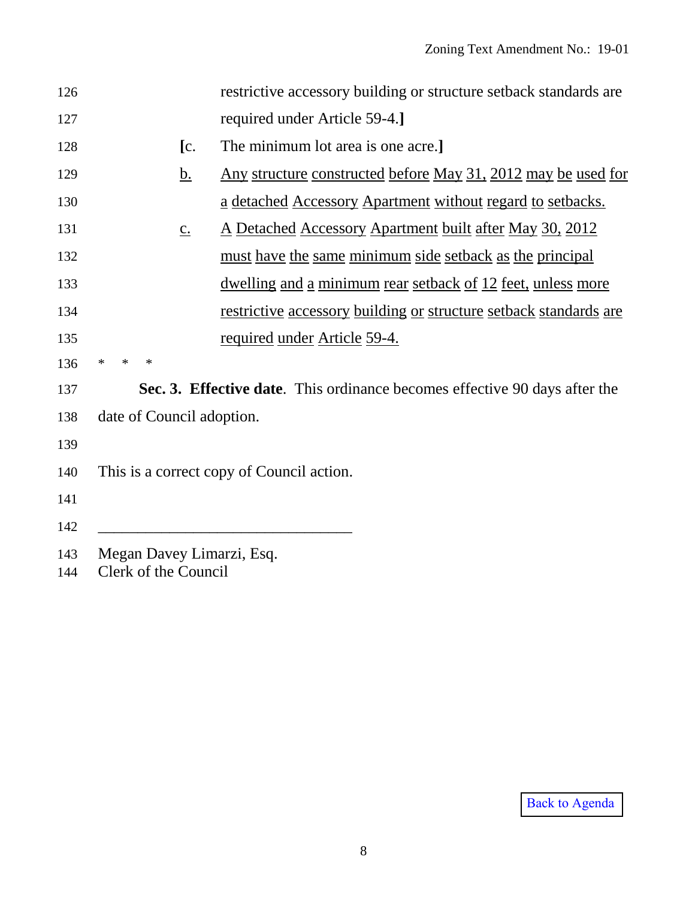restrictive accessory building or structure setback standards are required under Article 59-4.]

[c. The minimum lot area is one acre.]

b. Any structure constructed before May 31, 2012 may be used for a detached Accessory Apartment without regard to setbacks.

c. A Detached Accessory Apartment built after May 30, 2012 must have the same minimum side setback as the principal dwelling and a minimum rear setback of 12 feet, unless more restrictive accessory building or structure setback standards are required under Article 59-4.

\* \* \*

**Sec. 3. Effective date**. This ordinance becomes effective 90 days after the date of Council adoption.

This is a correct copy of Council action.

_______________________________

Megan Davey Limarzi, Esq.
Clerk of the Council

Back to Agenda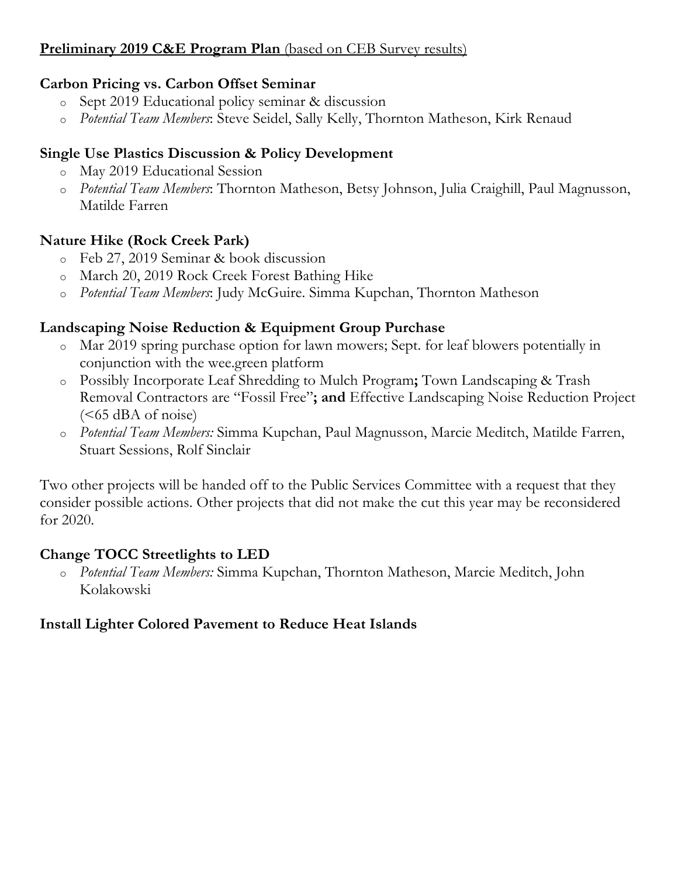**Preliminary 2019 C&E Program Plan** (based on CEB Survey results)

**Carbon Pricing vs. Carbon Offset Seminar**

- Sept 2019 Educational policy seminar & discussion
- *Potential Team Members*: Steve Seidel, Sally Kelly, Thornton Matheson, Kirk Renaud

**Single Use Plastics Discussion & Policy Development**

- May 2019 Educational Session
- *Potential Team Members*: Thornton Matheson, Betsy Johnson, Julia Craighill, Paul Magnusson, Matilde Farren

**Nature Hike (Rock Creek Park)**

- Feb 27, 2019 Seminar & book discussion
- March 20, 2019 Rock Creek Forest Bathing Hike
- *Potential Team Members*: Judy McGuire. Simma Kupchan, Thornton Matheson

**Landscaping Noise Reduction & Equipment Group Purchase**

- Mar 2019 spring purchase option for lawn mowers; Sept. for leaf blowers potentially in conjunction with the wee.green platform
- Possibly Incorporate Leaf Shredding to Mulch Program**;** Town Landscaping & Trash Removal Contractors are "Fossil Free"**; and** Effective Landscaping Noise Reduction Project (<65 dBA of noise)
- *Potential Team Members:* Simma Kupchan, Paul Magnusson, Marcie Meditch, Matilde Farren, Stuart Sessions, Rolf Sinclair

Two other projects will be handed off to the Public Services Committee with a request that they consider possible actions. Other projects that did not make the cut this year may be reconsidered for 2020.

**Change TOCC Streetlights to LED**

- *Potential Team Members:* Simma Kupchan, Thornton Matheson, Marcie Meditch, John Kolakowski

**Install Lighter Colored Pavement to Reduce Heat Islands**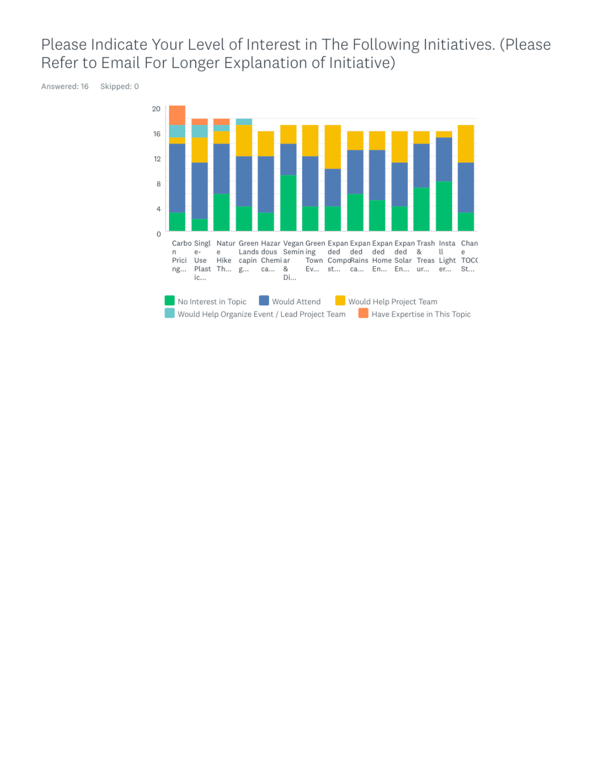# Please Indicate Your Level of Interest in The Following Initiatives. (Please Refer to Email For Longer Explanation of Initiative)

Answered: 16 Skipped: 0

| | No Interest in Topic | Would Attend | Would Help Project Team | Would Help Organize Event / Lead Project Team | Have Expertise in This Topic |
|---|---|---|---|---|---|
| Carbon Pricing... | 3 | 11 | 1 | 2 | 3 |
| Single-Use Plastic... | 2 | 9 | 4 | 2 | 1 |
| Nature Hike Th... | 6 | 8 | 2 | 1 | 1 |
| Green Landscaping... | 4 | 8 | 5 | 1 | 0 |
| Hazardous Chemica... | 3 | 9 | 4 | 0 | 0 |
| Vegan Seminar & Di... | 9 | 3 | 3 | 0 | 0 |
| Greening Town Ev... | 4 | 8 | 5 | 0 | 0 |
| Expanded Compost... | 4 | 6 | 7 | 0 | 0 |
| Expanded Rainsca... | 6 | 7 | 3 | 0 | 0 |
| Expanded Home En... | 5 | 8 | 3 | 0 | 0 |
| Expanded Solar En... | 4 | 7 | 5 | 0 | 0 |
| Trash & Treasur... | 7 | 7 | 2 | 0 | 0 |
| Install Lighter... | 8 | 7 | 1 | 0 | 0 |
| Change TOCC St... | 3 | 8 | 6 | 0 | 0 |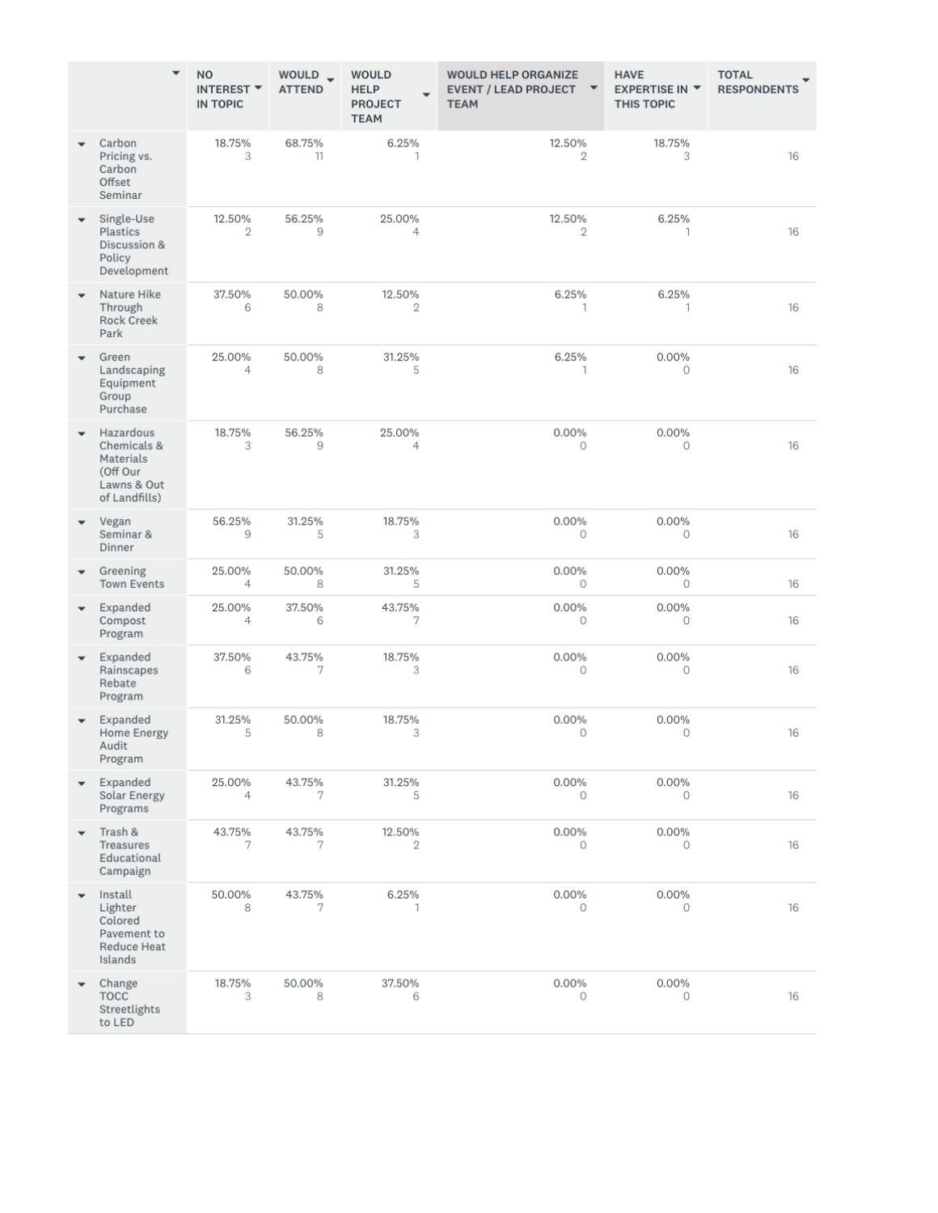| | NO INTEREST IN TOPIC | WOULD ATTEND | WOULD HELP PROJECT TEAM | WOULD HELP ORGANIZE EVENT / LEAD PROJECT TEAM | HAVE EXPERTISE IN THIS TOPIC | TOTAL RESPONDENTS |
|---|---|---|---|---|---|---|
| Carbon Pricing vs. Carbon Offset Seminar | 18.75% 3 | 68.75% 11 | 6.25% 1 | 12.50% 2 | 18.75% 3 | 16 |
| Single-Use Plastics Discussion & Policy Development | 12.50% 2 | 56.25% 9 | 25.00% 4 | 12.50% 2 | 6.25% 1 | 16 |
| Nature Hike Through Rock Creek Park | 37.50% 6 | 50.00% 8 | 12.50% 2 | 6.25% 1 | 6.25% 1 | 16 |
| Green Landscaping Equipment Group Purchase | 25.00% 4 | 50.00% 8 | 31.25% 5 | 6.25% 1 | 0.00% 0 | 16 |
| Hazardous Chemicals & Materials (Off Our Lawns & Out of Landfills) | 18.75% 3 | 56.25% 9 | 25.00% 4 | 0.00% 0 | 0.00% 0 | 16 |
| Vegan Seminar & Dinner | 56.25% 9 | 31.25% 5 | 18.75% 3 | 0.00% 0 | 0.00% 0 | 16 |
| Greening Town Events | 25.00% 4 | 50.00% 8 | 31.25% 5 | 0.00% 0 | 0.00% 0 | 16 |
| Expanded Compost Program | 25.00% 4 | 37.50% 6 | 43.75% 7 | 0.00% 0 | 0.00% 0 | 16 |
| Expanded Rainscapes Rebate Program | 37.50% 6 | 43.75% 7 | 18.75% 3 | 0.00% 0 | 0.00% 0 | 16 |
| Expanded Home Energy Audit Program | 31.25% 5 | 50.00% 8 | 18.75% 3 | 0.00% 0 | 0.00% 0 | 16 |
| Expanded Solar Energy Programs | 25.00% 4 | 43.75% 7 | 31.25% 5 | 0.00% 0 | 0.00% 0 | 16 |
| Trash & Treasures Educational Campaign | 43.75% 7 | 43.75% 7 | 12.50% 2 | 0.00% 0 | 0.00% 0 | 16 |
| Install Lighter Colored Pavement to Reduce Heat Islands | 50.00% 8 | 43.75% 7 | 6.25% 1 | 0.00% 0 | 0.00% 0 | 16 |
| Change TOCC Streetlights to LED | 18.75% 3 | 50.00% 8 | 37.50% 6 | 0.00% 0 | 0.00% 0 | 16 |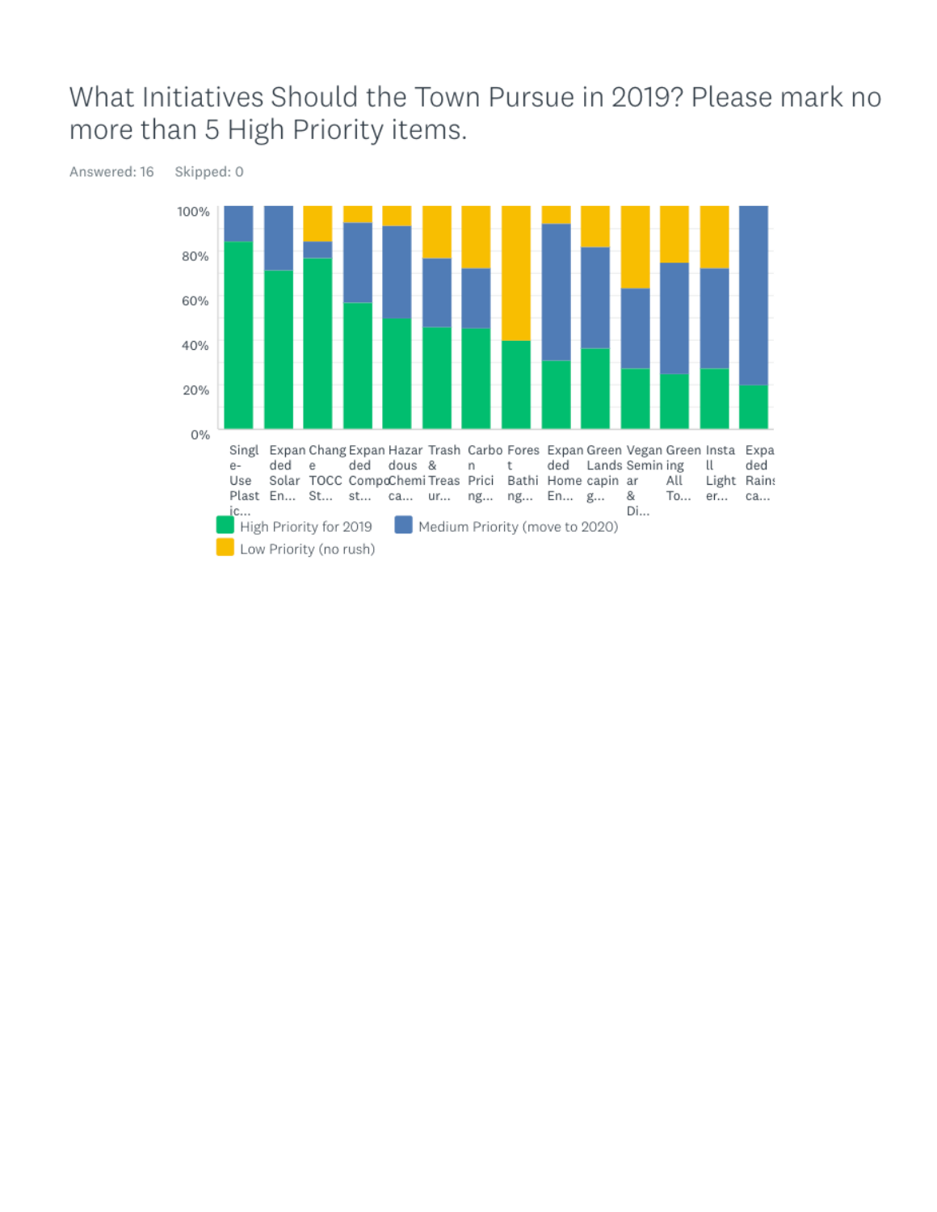## What Initiatives Should the Town Pursue in 2019? Please mark no more than 5 High Priority items.

Answered: 16 Skipped: 0

| Initiative | High Priority for 2019 | Medium Priority (move to 2020) | Low Priority (no rush) |
|---|---|---|---|
| Single-Use Plastic... | ~84% | ~16% | 0% |
| Expanded Solar En... | ~71% | ~29% | 0% |
| Change TOCC St... | ~77% | ~7% | ~16% |
| Expanded Compost... | ~56% | ~36% | ~8% |
| Hazardous Chemica... | ~50% | ~41% | ~9% |
| Trash & Treasur... | ~46% | ~31% | ~23% |
| Carbon Pricing... | ~45% | ~27% | ~28% |
| Forest Bathing... | ~39% | 0% | ~61% |
| Expanded Home En... | ~31% | ~61% | ~8% |
| Green Landscaping... | ~36% | ~46% | ~18% |
| Vegan Seminar & Di... | ~27% | ~36% | ~37% |
| Greening All To... | ~25% | ~50% | ~25% |
| Install Lighter... | ~27% | ~45% | ~28% |
| Expanded Rainsca... | ~20% | ~80% | 0% |

High Priority for 2019 | Medium Priority (move to 2020) | Low Priority (no rush)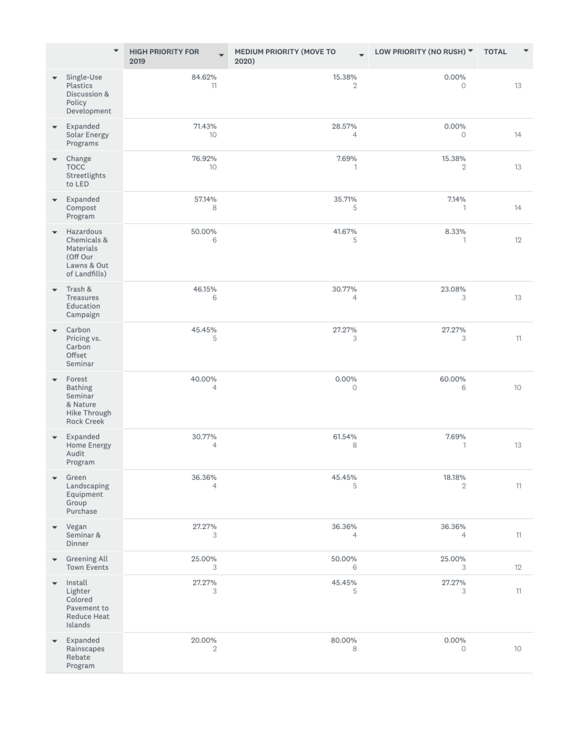| | HIGH PRIORITY FOR 2019 | MEDIUM PRIORITY (MOVE TO 2020) | LOW PRIORITY (NO RUSH) | TOTAL |
|---|---|---|---|---|
| Single-Use Plastics Discussion & Policy Development | 84.62%<br>11 | 15.38%<br>2 | 0.00%<br>0 | 13 |
| Expanded Solar Energy Programs | 71.43%<br>10 | 28.57%<br>4 | 0.00%<br>0 | 14 |
| Change TOCC Streetlights to LED | 76.92%<br>10 | 7.69%<br>1 | 15.38%<br>2 | 13 |
| Expanded Compost Program | 57.14%<br>8 | 35.71%<br>5 | 7.14%<br>1 | 14 |
| Hazardous Chemicals & Materials (Off Our Lawns & Out of Landfills) | 50.00%<br>6 | 41.67%<br>5 | 8.33%<br>1 | 12 |
| Trash & Treasures Education Campaign | 46.15%<br>6 | 30.77%<br>4 | 23.08%<br>3 | 13 |
| Carbon Pricing vs. Carbon Offset Seminar | 45.45%<br>5 | 27.27%<br>3 | 27.27%<br>3 | 11 |
| Forest Bathing Seminar & Nature Hike Through Rock Creek | 40.00%<br>4 | 0.00%<br>0 | 60.00%<br>6 | 10 |
| Expanded Home Energy Audit Program | 30.77%<br>4 | 61.54%<br>8 | 7.69%<br>1 | 13 |
| Green Landscaping Equipment Group Purchase | 36.36%<br>4 | 45.45%<br>5 | 18.18%<br>2 | 11 |
| Vegan Seminar & Dinner | 27.27%<br>3 | 36.36%<br>4 | 36.36%<br>4 | 11 |
| Greening All Town Events | 25.00%<br>3 | 50.00%<br>6 | 25.00%<br>3 | 12 |
| Install Lighter Colored Pavement to Reduce Heat Islands | 27.27%<br>3 | 45.45%<br>5 | 27.27%<br>3 | 11 |
| Expanded Rainscapes Rebate Program | 20.00%<br>2 | 80.00%<br>8 | 0.00%<br>0 | 10 |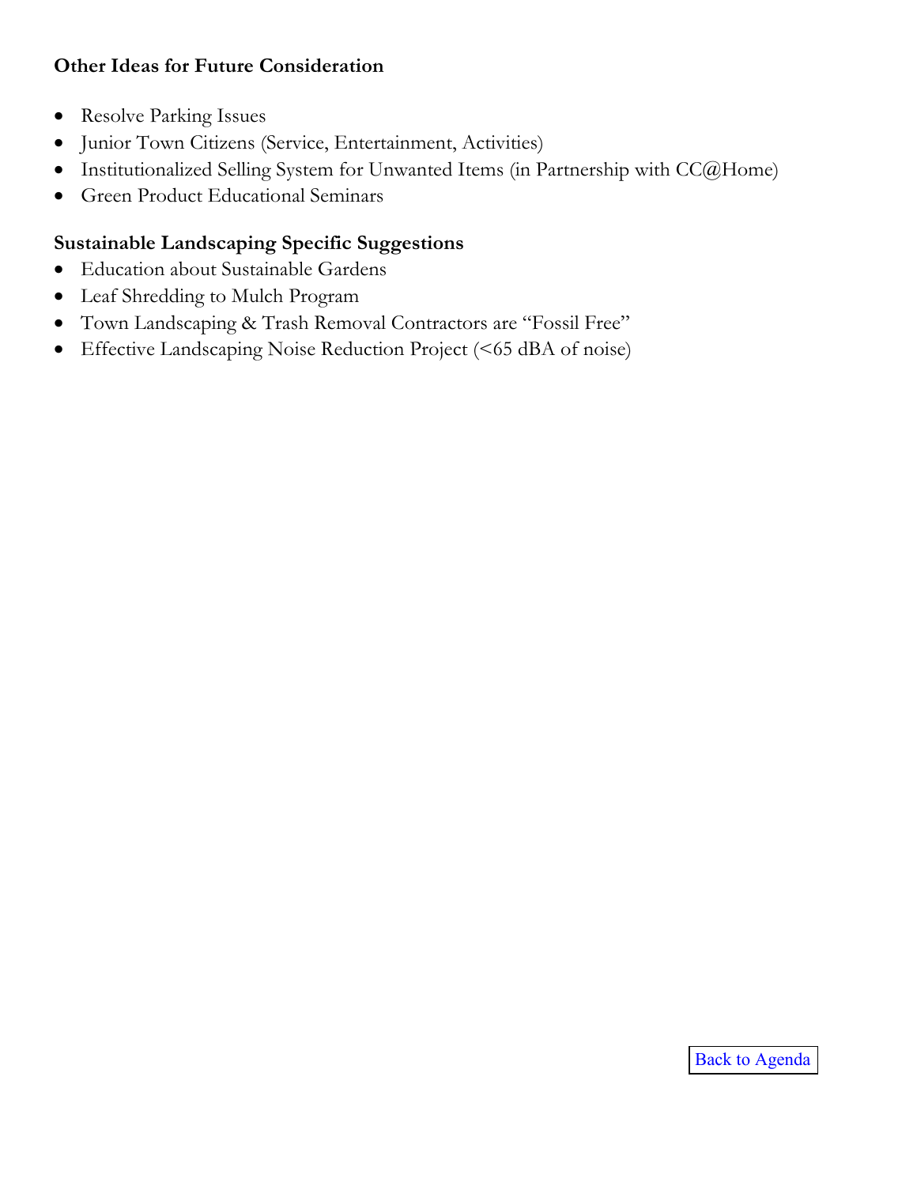**Other Ideas for Future Consideration**

- Resolve Parking Issues
- Junior Town Citizens (Service, Entertainment, Activities)
- Institutionalized Selling System for Unwanted Items (in Partnership with CC@Home)
- Green Product Educational Seminars

**Sustainable Landscaping Specific Suggestions**

- Education about Sustainable Gardens
- Leaf Shredding to Mulch Program
- Town Landscaping & Trash Removal Contractors are "Fossil Free"
- Effective Landscaping Noise Reduction Project (<65 dBA of noise)

Back to Agenda